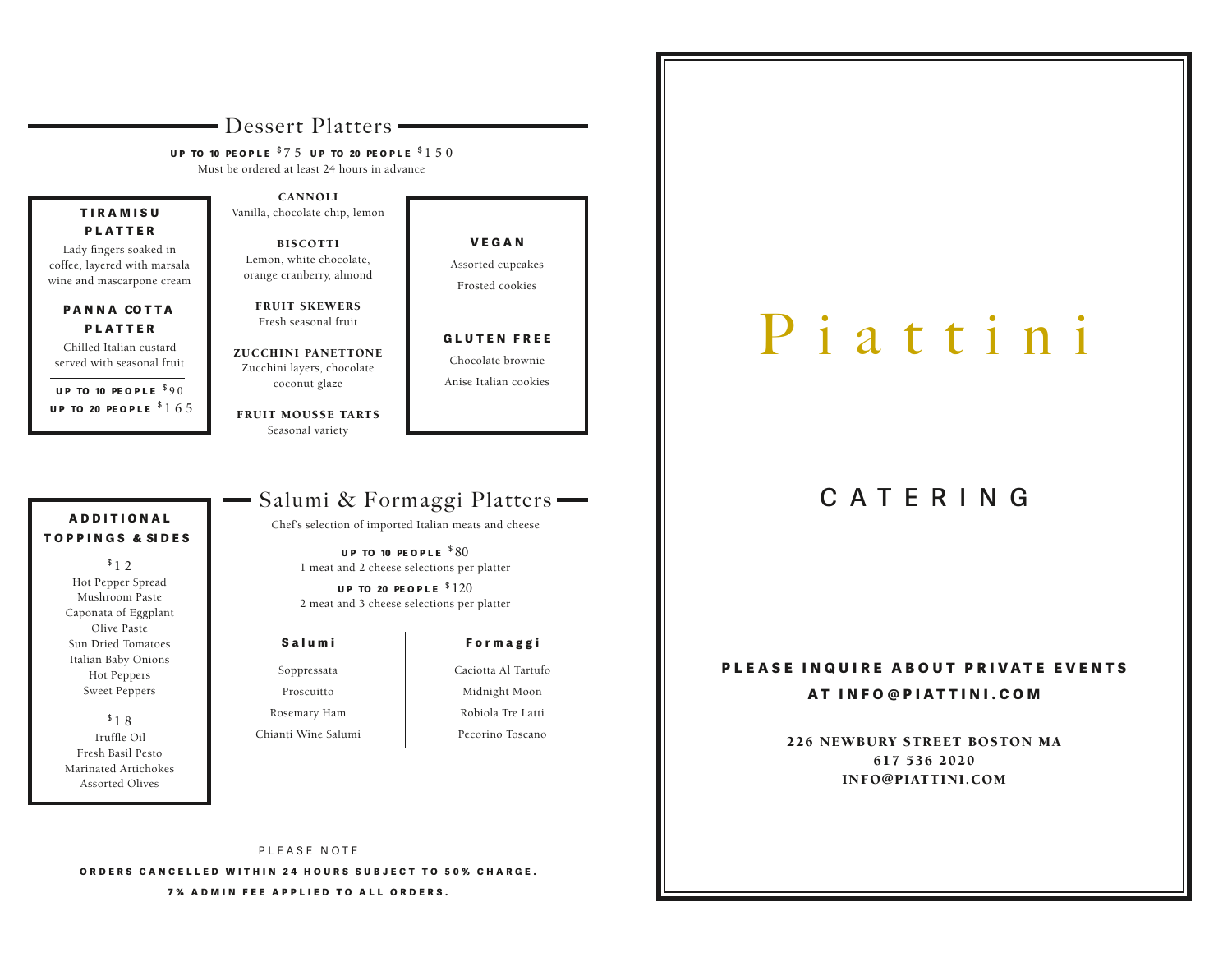## Dessert Platters

**UP TO 10 PEOPLE** $75 **UP TO 20 PEOPLE** $150

Must be ordered at least 24 hours in advance

**TIRAMISU PLATTER**

Lady fingers soaked in coffee, layered with marsala wine and mascarpone cream

**PANNA COTTA PLATTER**

Chilled Italian custard served with seasonal fruit

**UP TO 10 PEOPLE** $90

**UP TO 20 PEOPLE** $165

**CANNOLI**

Vanilla, chocolate chip, lemon

**BISCOTTI**

Lemon, white chocolate, orange cranberry, almond

**FRUIT SKEWERS**

Fresh seasonal fruit

**ZUCCHINI PANETTONE**

Zucchini layers, chocolate coconut glaze

**FRUIT MOUSSE TARTS**

Seasonal variety

**VEGAN**

Assorted cupcakes

Frosted cookies

**GLUTEN FREE**

Chocolate brownie

Anise Italian cookies

## Salumi & Formaggi Platters

Chef's selection of imported Italian meats and cheese

**UP TO 10 PEOPLE** $80

1 meat and 2 cheese selections per platter

**UP TO 20 PEOPLE** $120

2 meat and 3 cheese selections per platter

| Salumi | Formaggi |
| --- | --- |
| Soppressata | Caciotta Al Tartufo |
| Proscuitto | Midnight Moon |
| Rosemary Ham | Robiola Tre Latti |
| Chianti Wine Salumi | Pecorino Toscano |

**ADDITIONAL TOPPINGS & SIDES**

$12

Hot Pepper Spread
Mushroom Paste
Caponata of Eggplant
Olive Paste
Sun Dried Tomatoes
Italian Baby Onions
Hot Peppers
Sweet Peppers

$18

Truffle Oil
Fresh Basil Pesto
Marinated Artichokes
Assorted Olives

PLEASE NOTE

**ORDERS CANCELLED WITHIN 24 HOURS SUBJECT TO 50% CHARGE.**

**7% ADMIN FEE APPLIED TO ALL ORDERS.**

# Piattini

## CATERING

**PLEASE INQUIRE ABOUT PRIVATE EVENTS AT INFO@PIATTINI.COM**

**226 NEWBURY STREET BOSTON MA**
**617 536 2020**
**INFO@PIATTINI.COM**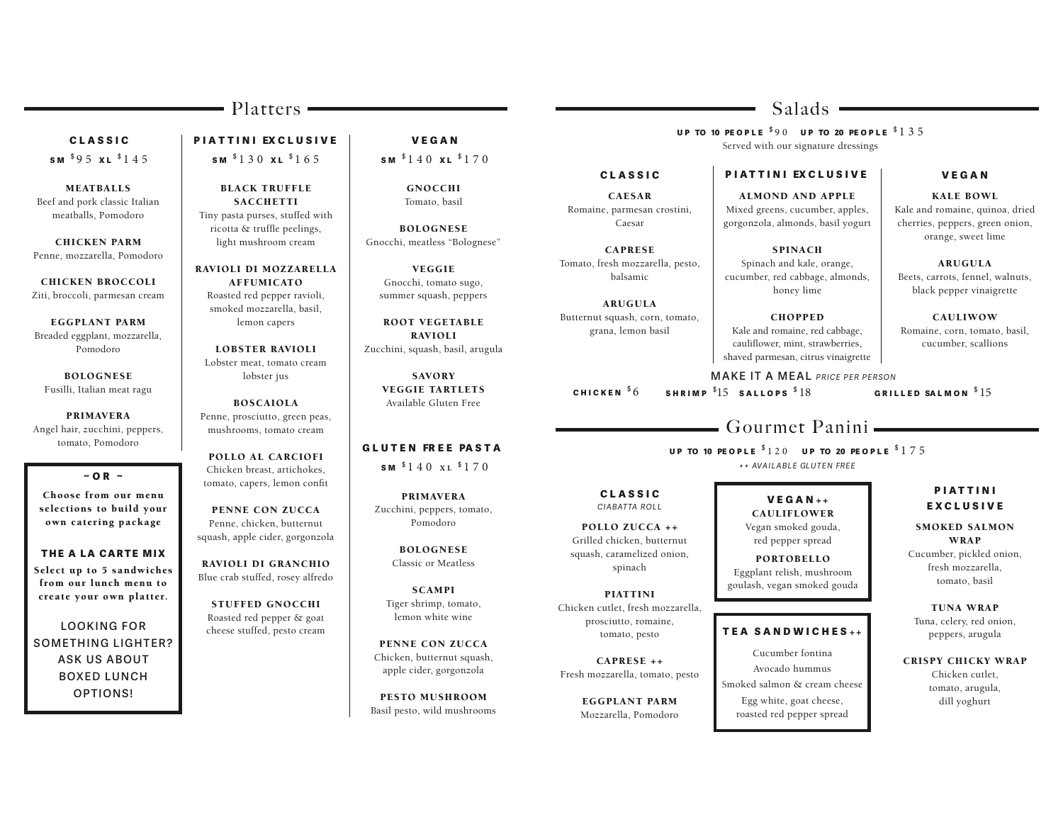## Platters

### CLASSIC

SM $95 XL $145

**MEATBALLS**
Beef and pork classic Italian meatballs, Pomodoro

**CHICKEN PARM**
Penne, mozzarella, Pomodoro

**CHICKEN BROCCOLI**
Ziti, broccoli, parmesan cream

**EGGPLANT PARM**
Breaded eggplant, mozzarella, Pomodoro

**BOLOGNESE**
Fusilli, Italian meat ragu

**PRIMAVERA**
Angel hair, zucchini, peppers, tomato, Pomodoro

~ OR ~

**Choose from our menu selections to build your own catering package**

**THE A LA CARTE MIX**

**Select up to 5 sandwiches from our lunch menu to create your own platter.**

LOOKING FOR SOMETHING LIGHTER? ASK US ABOUT BOXED LUNCH OPTIONS!

### PIATTINI EXCLUSIVE

SM $130 XL $165

**BLACK TRUFFLE SACCHETTI**
Tiny pasta purses, stuffed with ricotta & truffle peelings, light mushroom cream

**RAVIOLI DI MOZZARELLA AFFUMICATO**
Roasted red pepper ravioli, smoked mozzarella, basil, lemon capers

**LOBSTER RAVIOLI**
Lobster meat, tomato cream lobster jus

**BOSCAIOLA**
Penne, prosciutto, green peas, mushrooms, tomato cream

**POLLO AL CARCIOFI**
Chicken breast, artichokes, tomato, capers, lemon confit

**PENNE CON ZUCCA**
Penne, chicken, butternut squash, apple cider, gorgonzola

**RAVIOLI DI GRANCHIO**
Blue crab stuffed, rosey alfredo

**STUFFED GNOCCHI**
Roasted red pepper & goat cheese stuffed, pesto cream

### VEGAN

SM $140 XL $170

**GNOCCHI**
Tomato, basil

**BOLOGNESE**
Gnocchi, meatless "Bolognese"

**VEGGIE**
Gnocchi, tomato sugo, summer squash, peppers

**ROOT VEGETABLE RAVIOLI**
Zucchini, squash, basil, arugula

**SAVORY VEGGIE TARTLETS**
Available Gluten Free

### GLUTEN FREE PASTA

SM $140 XL $170

**PRIMAVERA**
Zucchini, peppers, tomato, Pomodoro

**BOLOGNESE**
Classic or Meatless

**SCAMPI**
Tiger shrimp, tomato, lemon white wine

**PENNE CON ZUCCA**
Chicken, butternut squash, apple cider, gorgonzola

**PESTO MUSHROOM**
Basil pesto, wild mushrooms

## Salads

UP TO 10 PEOPLE $90 UP TO 20 PEOPLE $135
Served with our signature dressings

### CLASSIC

**CAESAR**
Romaine, parmesan crostini, Caesar

**CAPRESE**
Tomato, fresh mozzarella, pesto, balsamic

**ARUGULA**
Butternut squash, corn, tomato, grana, lemon basil

### PIATTINI EXCLUSIVE

**ALMOND AND APPLE**
Mixed greens, cucumber, apples, gorgonzola, almonds, basil yogurt

**SPINACH**
Spinach and kale, orange, cucumber, red cabbage, almonds, honey lime

**CHOPPED**
Kale and romaine, red cabbage, cauliflower, mint, strawberries, shaved parmesan, citrus vinaigrette

### VEGAN

**KALE BOWL**
Kale and romaine, quinoa, dried cherries, peppers, green onion, orange, sweet lime

**ARUGULA**
Beets, carrots, fennel, walnuts, black pepper vinaigrette

**CAULIWOW**
Romaine, corn, tomato, basil, cucumber, scallions

**MAKE IT A MEAL** *PRICE PER PERSON*

CHICKEN $6 SHRIMP $15 SALLOPS $18 GRILLED SALMON $15

## Gourmet Panini

UP TO 10 PEOPLE $120 UP TO 20 PEOPLE $175
*++ AVAILABLE GLUTEN FREE*

### CLASSIC

*CIABATTA ROLL*

**POLLO ZUCCA ++**
Grilled chicken, butternut squash, caramelized onion, spinach

**PIATTINI**
Chicken cutlet, fresh mozzarella, prosciutto, romaine, tomato, pesto

**CAPRESE ++**
Fresh mozzarella, tomato, pesto

**EGGPLANT PARM**
Mozzarella, Pomodoro

### VEGAN++

**CAULIFLOWER**
Vegan smoked gouda, red pepper spread

**PORTOBELLO**
Eggplant relish, mushroom goulash, vegan smoked gouda

### TEA SANDWICHES++

Cucumber fontina
Avocado hummus
Smoked salmon & cream cheese
Egg white, goat cheese, roasted red pepper spread

### PIATTINI EXCLUSIVE

**SMOKED SALMON WRAP**
Cucumber, pickled onion, fresh mozzarella, tomato, basil

**TUNA WRAP**
Tuna, celery, red onion, peppers, arugula

**CRISPY CHICKY WRAP**
Chicken cutlet, tomato, arugula, dill yoghurt